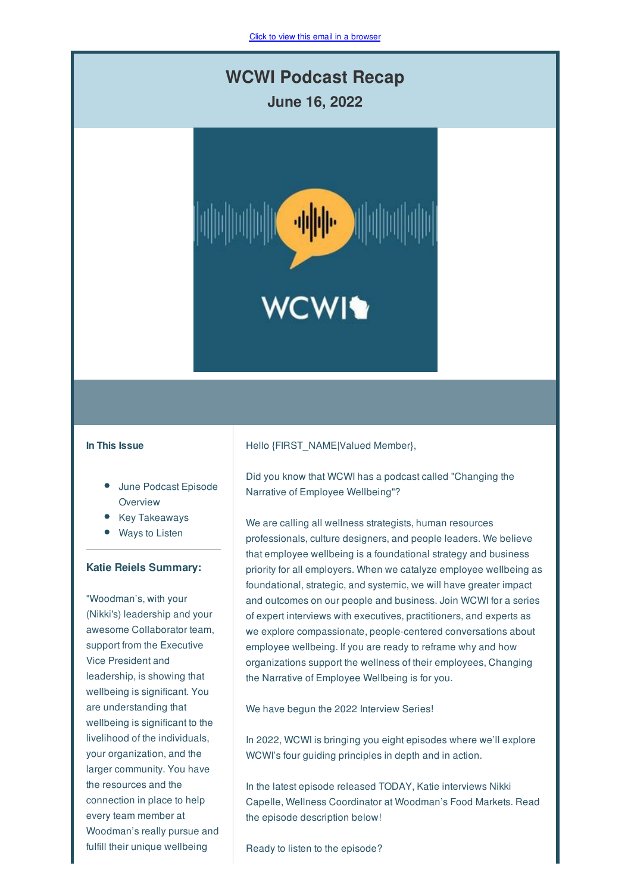Click to view this email in a browser

# WCWI Podcast Recap

## June 16, 2022

**In This Issue**

- June Podcast Episode Overview
- Key Takeaways
- Ways to Listen

### Katie Reiels Summary:

"Woodman's, with your (Nikki's) leadership and your awesome Collaborator team, support from the Executive Vice President and leadership, is showing that wellbeing is significant. You are understanding that wellbeing is significant to the livelihood of the individuals, your organization, and the larger community. You have the resources and the connection in place to help every team member at Woodman's really pursue and fulfill their unique wellbeing

Hello {FIRST_NAME|Valued Member},

Did you know that WCWI has a podcast called "Changing the Narrative of Employee Wellbeing"?

We are calling all wellness strategists, human resources professionals, culture designers, and people leaders. We believe that employee wellbeing is a foundational strategy and business priority for all employers. When we catalyze employee wellbeing as foundational, strategic, and systemic, we will have greater impact and outcomes on our people and business. Join WCWI for a series of expert interviews with executives, practitioners, and experts as we explore compassionate, people-centered conversations about employee wellbeing. If you are ready to reframe why and how organizations support the wellness of their employees, Changing the Narrative of Employee Wellbeing is for you.

We have begun the 2022 Interview Series!

In 2022, WCWI is bringing you eight episodes where we'll explore WCWI's four guiding principles in depth and in action.

In the latest episode released TODAY, Katie interviews Nikki Capelle, Wellness Coordinator at Woodman's Food Markets. Read the episode description below!

Ready to listen to the episode?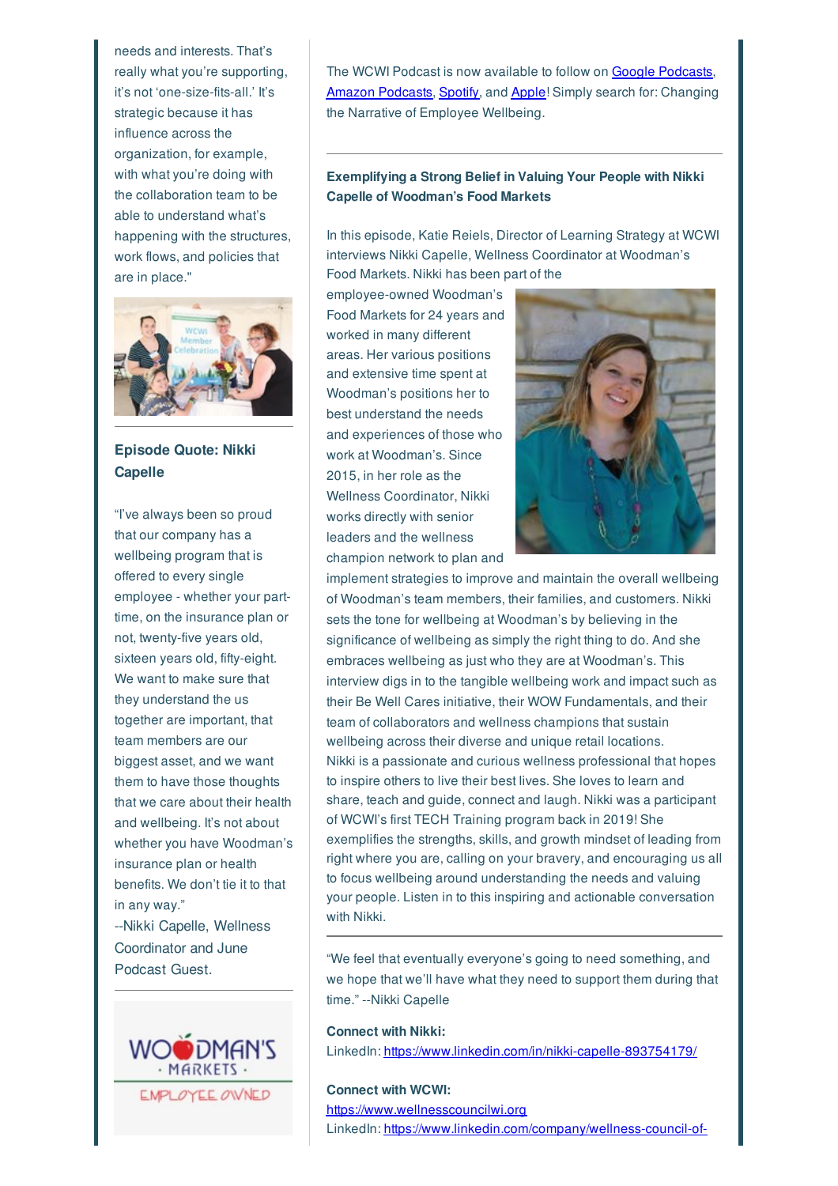needs and interests. That's really what you're supporting, it's not 'one-size-fits-all.' It's strategic because it has influence across the organization, for example, with what you're doing with the collaboration team to be able to understand what's happening with the structures, work flows, and policies that are in place."

### Episode Quote: Nikki Capelle

"I've always been so proud that our company has a wellbeing program that is offered to every single employee - whether your part-time, on the insurance plan or not, twenty-five years old, sixteen years old, fifty-eight. We want to make sure that they understand the us together are important, that team members are our biggest asset, and we want them to have those thoughts that we care about their health and wellbeing. It's not about whether you have Woodman's insurance plan or health benefits. We don't tie it to that in any way."
--Nikki Capelle, Wellness Coordinator and June Podcast Guest.

The WCWI Podcast is now available to follow on [Google Podcasts](), [Amazon Podcasts](), [Spotify](), and [Apple]()! Simply search for: Changing the Narrative of Employee Wellbeing.

---

### Exemplifying a Strong Belief in Valuing Your People with Nikki Capelle of Woodman's Food Markets

In this episode, Katie Reiels, Director of Learning Strategy at WCWI interviews Nikki Capelle, Wellness Coordinator at Woodman's Food Markets. Nikki has been part of the employee-owned Woodman's Food Markets for 24 years and worked in many different areas. Her various positions and extensive time spent at Woodman's positions her to best understand the needs and experiences of those who work at Woodman's. Since 2015, in her role as the Wellness Coordinator, Nikki works directly with senior leaders and the wellness champion network to plan and implement strategies to improve and maintain the overall wellbeing of Woodman's team members, their families, and customers. Nikki sets the tone for wellbeing at Woodman's by believing in the significance of wellbeing as simply the right thing to do. And she embraces wellbeing as just who they are at Woodman's. This interview digs in to the tangible wellbeing work and impact such as their Be Well Cares initiative, their WOW Fundamentals, and their team of collaborators and wellness champions that sustain wellbeing across their diverse and unique retail locations.
Nikki is a passionate and curious wellness professional that hopes to inspire others to live their best lives. She loves to learn and share, teach and guide, connect and laugh. Nikki was a participant of WCWI's first TECH Training program back in 2019! She exemplifies the strengths, skills, and growth mindset of leading from right where you are, calling on your bravery, and encouraging us all to focus wellbeing around understanding the needs and valuing your people. Listen in to this inspiring and actionable conversation with Nikki.

---

"We feel that eventually everyone's going to need something, and we hope that we'll have what they need to support them during that time." --Nikki Capelle

**Connect with Nikki:**
LinkedIn: https://www.linkedin.com/in/nikki-capelle-893754179/

**Connect with WCWI:**
https://www.wellnesscouncilwi.org
LinkedIn: https://www.linkedin.com/company/wellness-council-of-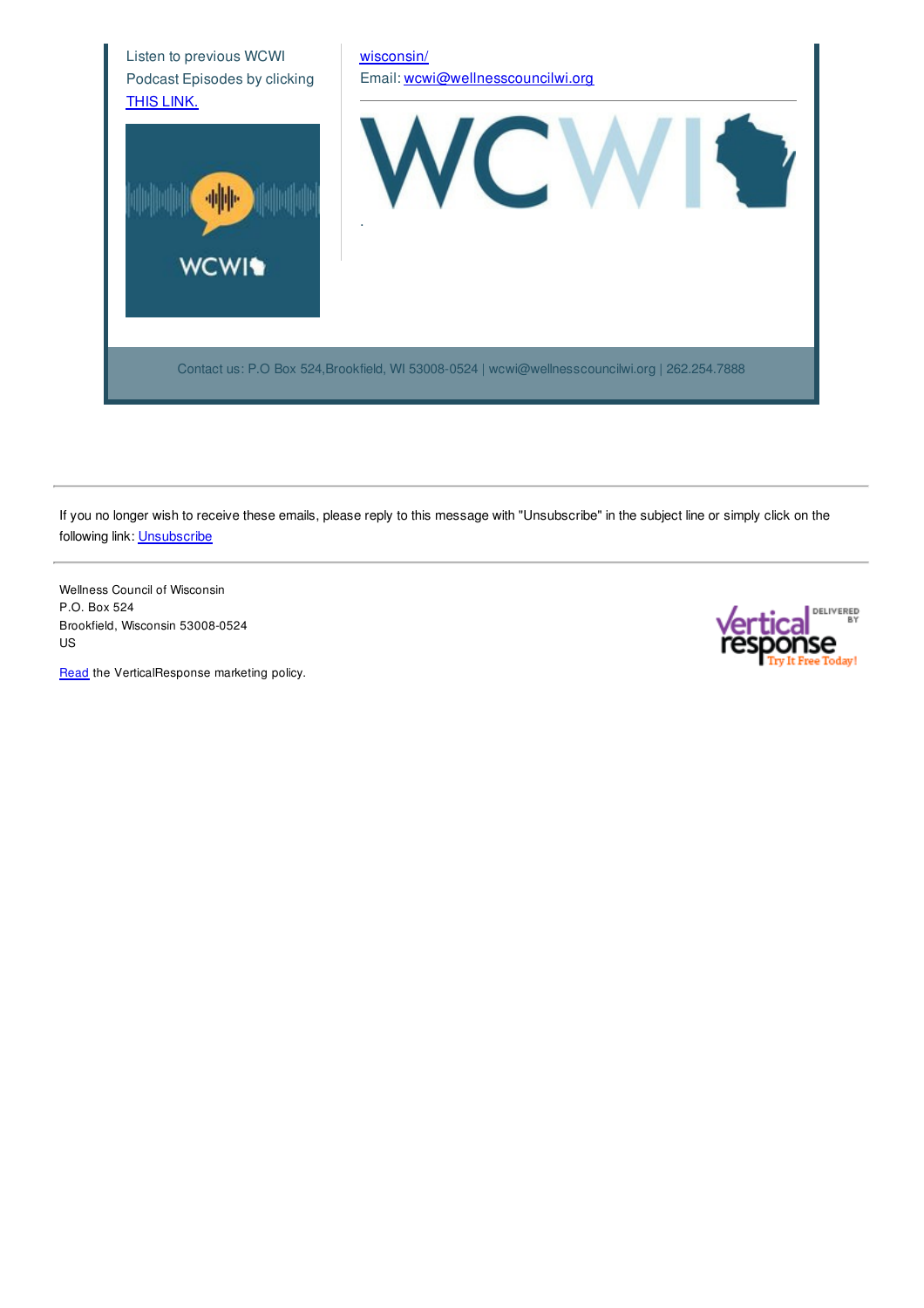Listen to previous WCWI Podcast Episodes by clicking THIS LINK.

wisconsin/

Email: wcwi@wellnesscouncilwi.org

.

Contact us: P.O Box 524,Brookfield, WI 53008-0524 | wcwi@wellnesscouncilwi.org | 262.254.7888

---

If you no longer wish to receive these emails, please reply to this message with "Unsubscribe" in the subject line or simply click on the following link: Unsubscribe

---

Wellness Council of Wisconsin
P.O. Box 524
Brookfield, Wisconsin 53008-0524
US

Read the VerticalResponse marketing policy.